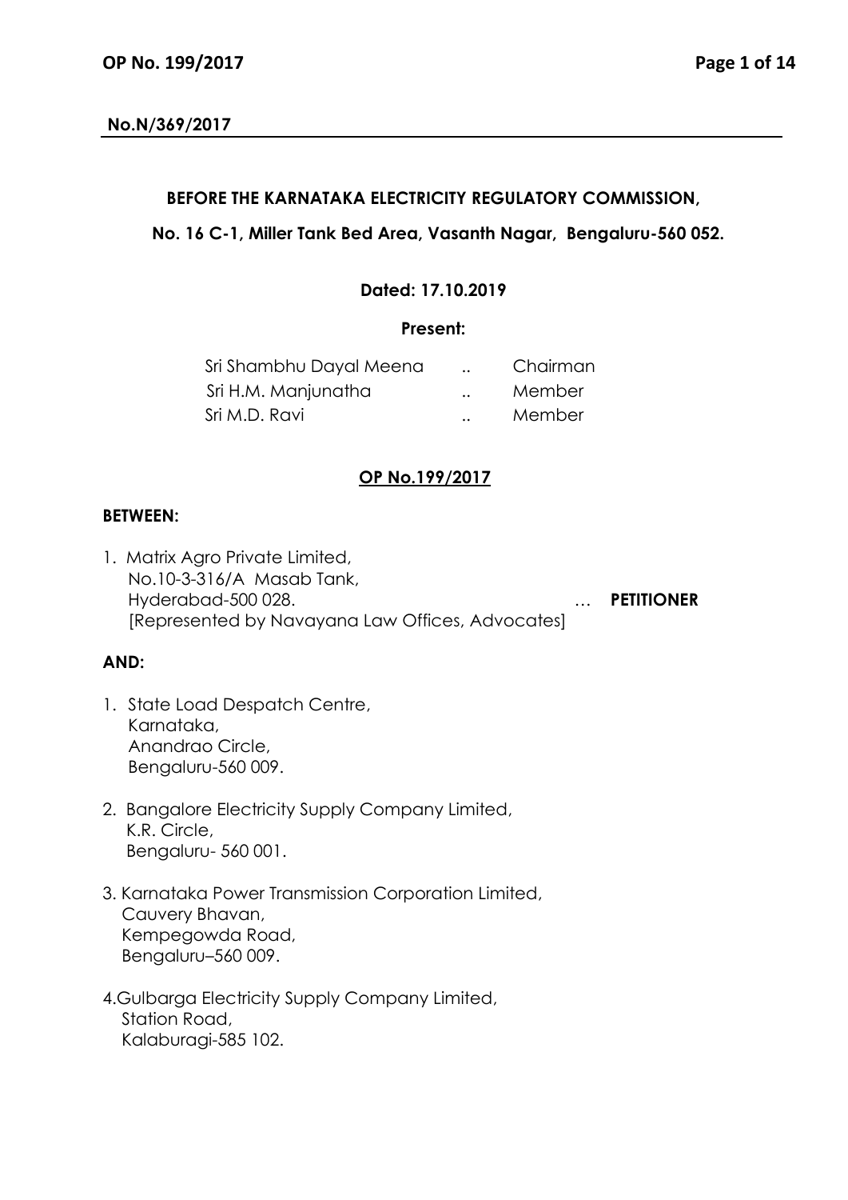**No.N/369/2017**

**BEFORE THE KARNATAKA ELECTRICITY REGULATORY COMMISSION,**

**No. 16 C-1, Miller Tank Bed Area, Vasanth Nagar, Bengaluru-560 052.**

**Dated: 17.10.2019**

**Present:**

| | | |
|---|---|---|
| Sri Shambhu Dayal Meena | .. | Chairman |
| Sri H.M. Manjunatha | .. | Member |
| Sri M.D. Ravi | .. | Member |

**OP No.199/2017**

**BETWEEN:**

1. Matrix Agro Private Limited,
   No.10-3-316/A Masab Tank,
   Hyderabad-500 028. … **PETITIONER**
   [Represented by Navayana Law Offices, Advocates]

**AND:**

1. State Load Despatch Centre,
   Karnataka,
   Anandrao Circle,
   Bengaluru-560 009.

2. Bangalore Electricity Supply Company Limited,
   K.R. Circle,
   Bengaluru- 560 001.

3. Karnataka Power Transmission Corporation Limited,
   Cauvery Bhavan,
   Kempegowda Road,
   Bengaluru–560 009.

4. Gulbarga Electricity Supply Company Limited,
   Station Road,
   Kalaburagi-585 102.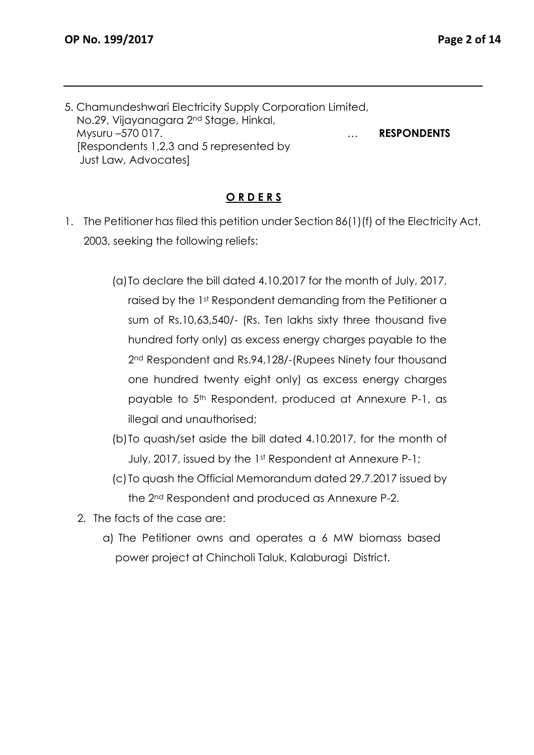5. Chamundeshwari Electricity Supply Corporation Limited, No.29, Vijayanagara 2nd Stage, Hinkal, Mysuru –570 017. … **RESPONDENTS**
[Respondents 1,2,3 and 5 represented by Just Law, Advocates]

**O R D E R S**

1. The Petitioner has filed this petition under Section 86(1)(f) of the Electricity Act, 2003, seeking the following reliefs:

   (a) To declare the bill dated 4.10.2017 for the month of July, 2017, raised by the 1st Respondent demanding from the Petitioner a sum of Rs.10,63,540/- (Rs. Ten lakhs sixty three thousand five hundred forty only) as excess energy charges payable to the 2nd Respondent and Rs.94,128/-(Rupees Ninety four thousand one hundred twenty eight only) as excess energy charges payable to 5th Respondent, produced at Annexure P-1, as illegal and unauthorised;

   (b) To quash/set aside the bill dated 4.10.2017, for the month of July, 2017, issued by the 1st Respondent at Annexure P-1;

   (c) To quash the Official Memorandum dated 29.7.2017 issued by the 2nd Respondent and produced as Annexure P-2.

2. The facts of the case are:

   a) The Petitioner owns and operates a 6 MW biomass based power project at Chincholi Taluk, Kalaburagi District.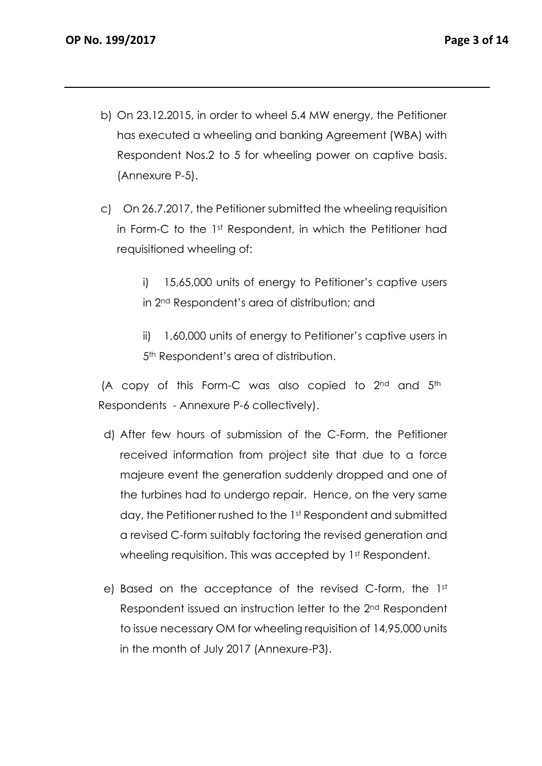b) On 23.12.2015, in order to wheel 5.4 MW energy, the Petitioner has executed a wheeling and banking Agreement (WBA) with Respondent Nos.2 to 5 for wheeling power on captive basis. (Annexure P-5).

c) On 26.7.2017, the Petitioner submitted the wheeling requisition in Form-C to the 1st Respondent, in which the Petitioner had requisitioned wheeling of:

   i) 15,65,000 units of energy to Petitioner's captive users in 2nd Respondent's area of distribution; and

   ii) 1,60,000 units of energy to Petitioner's captive users in 5th Respondent's area of distribution.

(A copy of this Form-C was also copied to 2nd and 5th Respondents - Annexure P-6 collectively).

d) After few hours of submission of the C-Form, the Petitioner received information from project site that due to a force majeure event the generation suddenly dropped and one of the turbines had to undergo repair. Hence, on the very same day, the Petitioner rushed to the 1st Respondent and submitted a revised C-form suitably factoring the revised generation and wheeling requisition. This was accepted by 1st Respondent.

e) Based on the acceptance of the revised C-form, the 1st Respondent issued an instruction letter to the 2nd Respondent to issue necessary OM for wheeling requisition of 14,95,000 units in the month of July 2017 (Annexure-P3).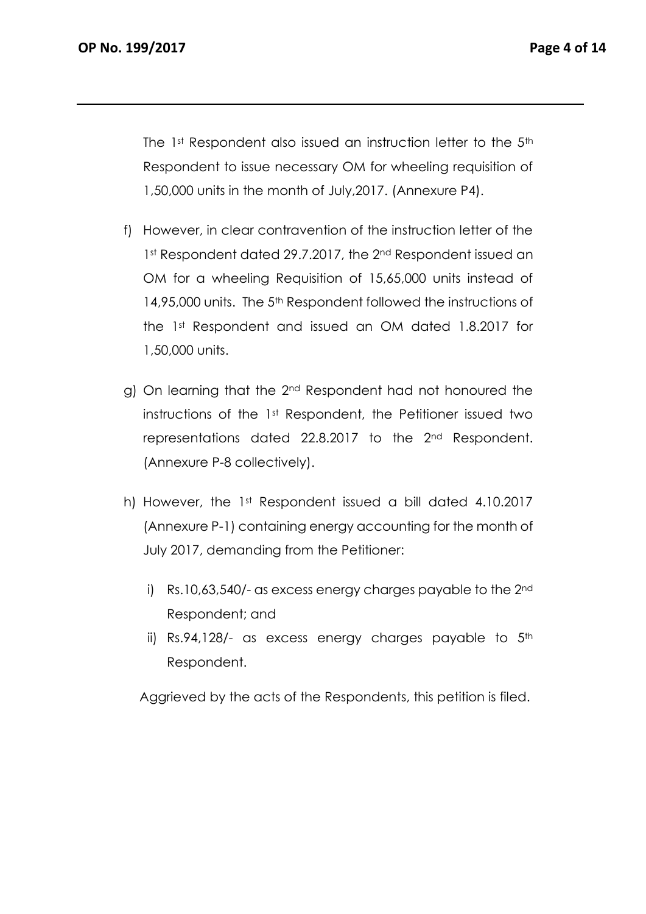The 1st Respondent also issued an instruction letter to the 5th Respondent to issue necessary OM for wheeling requisition of 1,50,000 units in the month of July,2017. (Annexure P4).

f) However, in clear contravention of the instruction letter of the 1st Respondent dated 29.7.2017, the 2nd Respondent issued an OM for a wheeling Requisition of 15,65,000 units instead of 14,95,000 units. The 5th Respondent followed the instructions of the 1st Respondent and issued an OM dated 1.8.2017 for 1,50,000 units.

g) On learning that the 2nd Respondent had not honoured the instructions of the 1st Respondent, the Petitioner issued two representations dated 22.8.2017 to the 2nd Respondent. (Annexure P-8 collectively).

h) However, the 1st Respondent issued a bill dated 4.10.2017 (Annexure P-1) containing energy accounting for the month of July 2017, demanding from the Petitioner:

   i) Rs.10,63,540/- as excess energy charges payable to the 2nd Respondent; and

   ii) Rs.94,128/- as excess energy charges payable to 5th Respondent.

Aggrieved by the acts of the Respondents, this petition is filed.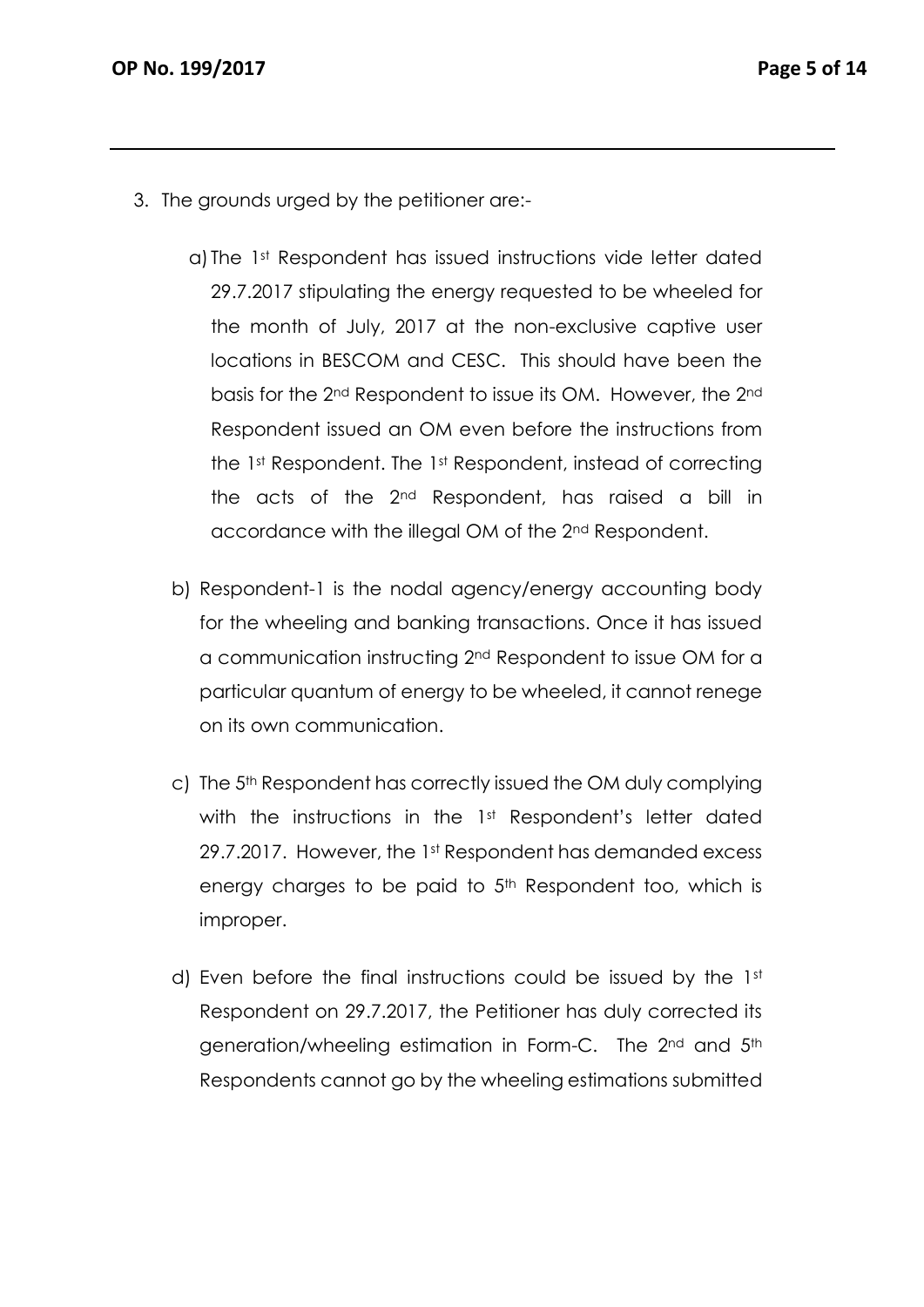3. The grounds urged by the petitioner are:-

   a) The 1st Respondent has issued instructions vide letter dated 29.7.2017 stipulating the energy requested to be wheeled for the month of July, 2017 at the non-exclusive captive user locations in BESCOM and CESC. This should have been the basis for the 2nd Respondent to issue its OM. However, the 2nd Respondent issued an OM even before the instructions from the 1st Respondent. The 1st Respondent, instead of correcting the acts of the 2nd Respondent, has raised a bill in accordance with the illegal OM of the 2nd Respondent.

   b) Respondent-1 is the nodal agency/energy accounting body for the wheeling and banking transactions. Once it has issued a communication instructing 2nd Respondent to issue OM for a particular quantum of energy to be wheeled, it cannot renege on its own communication.

   c) The 5th Respondent has correctly issued the OM duly complying with the instructions in the 1st Respondent's letter dated 29.7.2017. However, the 1st Respondent has demanded excess energy charges to be paid to 5th Respondent too, which is improper.

   d) Even before the final instructions could be issued by the 1st Respondent on 29.7.2017, the Petitioner has duly corrected its generation/wheeling estimation in Form-C. The 2nd and 5th Respondents cannot go by the wheeling estimations submitted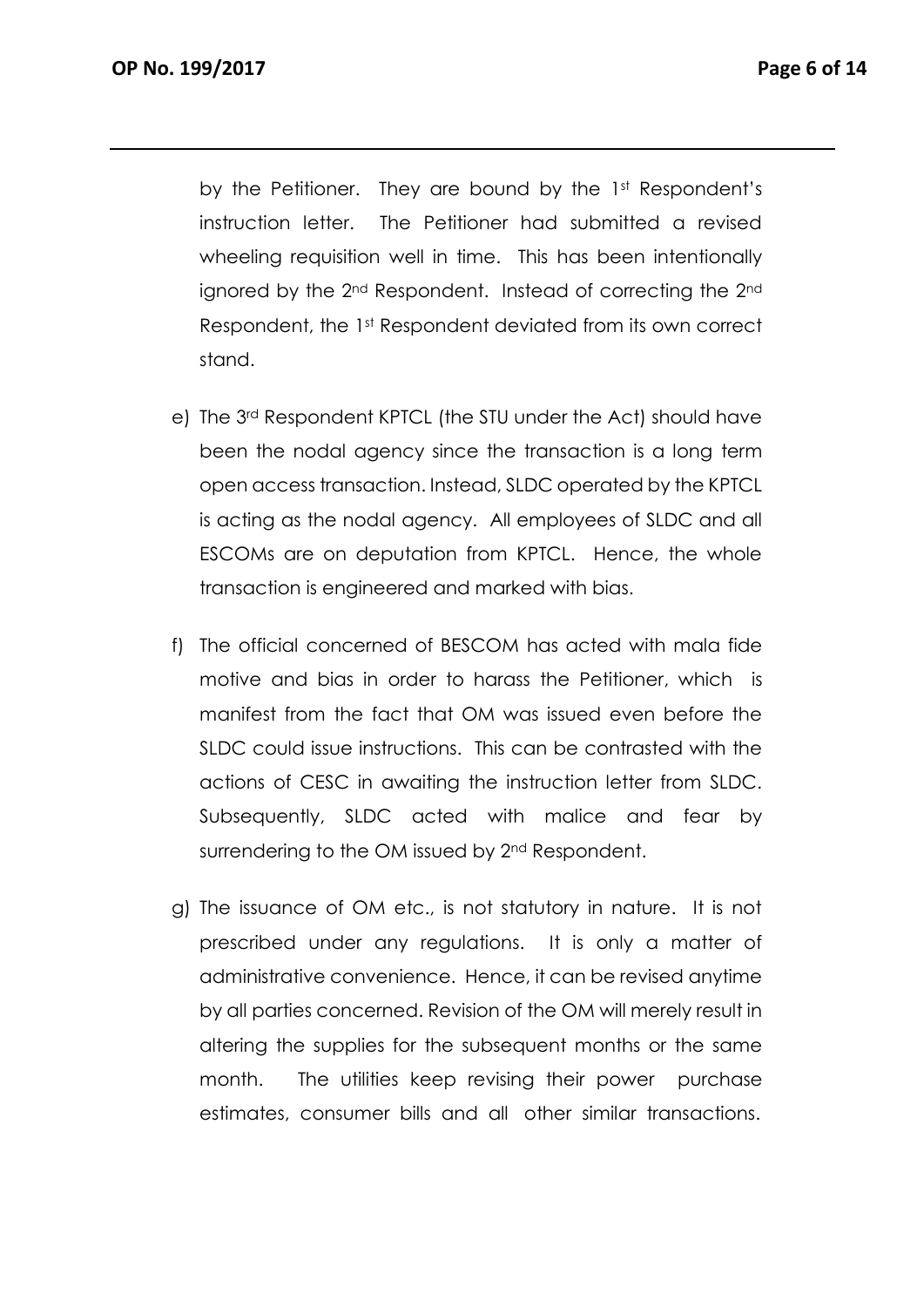by the Petitioner. They are bound by the 1st Respondent's instruction letter. The Petitioner had submitted a revised wheeling requisition well in time. This has been intentionally ignored by the 2nd Respondent. Instead of correcting the 2nd Respondent, the 1st Respondent deviated from its own correct stand.

e) The 3rd Respondent KPTCL (the STU under the Act) should have been the nodal agency since the transaction is a long term open access transaction. Instead, SLDC operated by the KPTCL is acting as the nodal agency. All employees of SLDC and all ESCOMs are on deputation from KPTCL. Hence, the whole transaction is engineered and marked with bias.

f) The official concerned of BESCOM has acted with mala fide motive and bias in order to harass the Petitioner, which is manifest from the fact that OM was issued even before the SLDC could issue instructions. This can be contrasted with the actions of CESC in awaiting the instruction letter from SLDC. Subsequently, SLDC acted with malice and fear by surrendering to the OM issued by 2nd Respondent.

g) The issuance of OM etc., is not statutory in nature. It is not prescribed under any regulations. It is only a matter of administrative convenience. Hence, it can be revised anytime by all parties concerned. Revision of the OM will merely result in altering the supplies for the subsequent months or the same month. The utilities keep revising their power purchase estimates, consumer bills and all other similar transactions.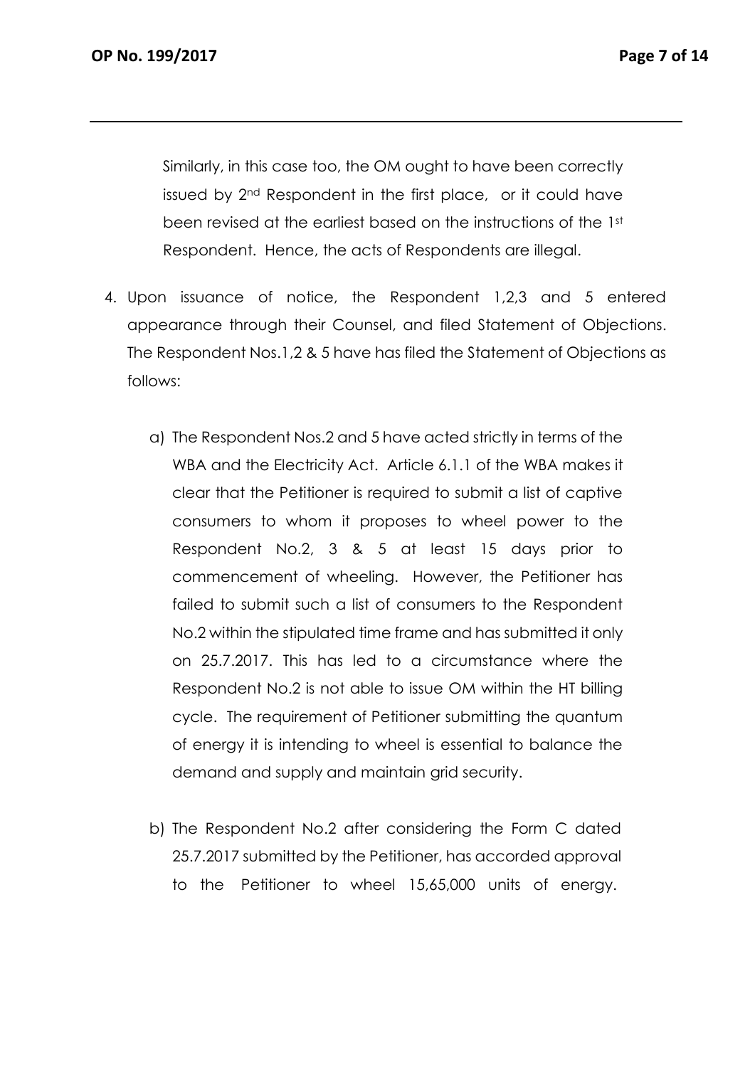Similarly, in this case too, the OM ought to have been correctly issued by 2nd Respondent in the first place, or it could have been revised at the earliest based on the instructions of the 1st Respondent. Hence, the acts of Respondents are illegal.

4. Upon issuance of notice, the Respondent 1,2,3 and 5 entered appearance through their Counsel, and filed Statement of Objections. The Respondent Nos.1,2 & 5 have has filed the Statement of Objections as follows:

   a) The Respondent Nos.2 and 5 have acted strictly in terms of the WBA and the Electricity Act. Article 6.1.1 of the WBA makes it clear that the Petitioner is required to submit a list of captive consumers to whom it proposes to wheel power to the Respondent No.2, 3 & 5 at least 15 days prior to commencement of wheeling. However, the Petitioner has failed to submit such a list of consumers to the Respondent No.2 within the stipulated time frame and has submitted it only on 25.7.2017. This has led to a circumstance where the Respondent No.2 is not able to issue OM within the HT billing cycle. The requirement of Petitioner submitting the quantum of energy it is intending to wheel is essential to balance the demand and supply and maintain grid security.

   b) The Respondent No.2 after considering the Form C dated 25.7.2017 submitted by the Petitioner, has accorded approval to the Petitioner to wheel 15,65,000 units of energy.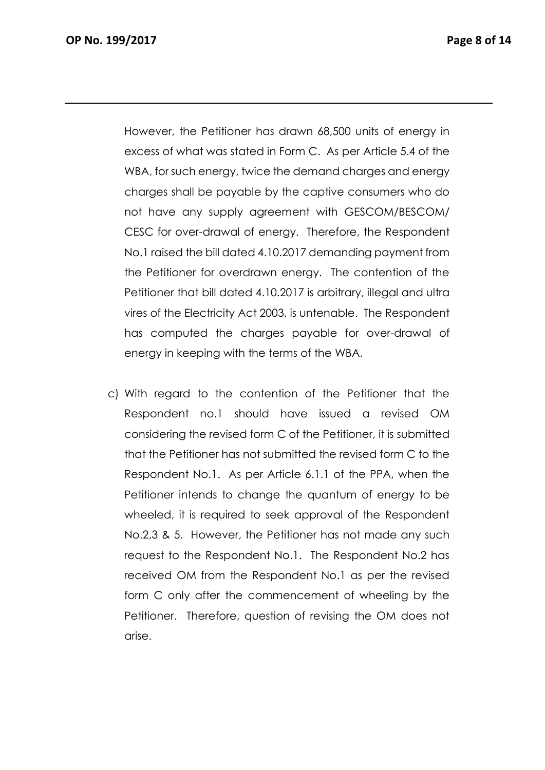However, the Petitioner has drawn 68,500 units of energy in excess of what was stated in Form C. As per Article 5.4 of the WBA, for such energy, twice the demand charges and energy charges shall be payable by the captive consumers who do not have any supply agreement with GESCOM/BESCOM/ CESC for over-drawal of energy. Therefore, the Respondent No.1 raised the bill dated 4.10.2017 demanding payment from the Petitioner for overdrawn energy. The contention of the Petitioner that bill dated 4.10.2017 is arbitrary, illegal and ultra vires of the Electricity Act 2003, is untenable. The Respondent has computed the charges payable for over-drawal of energy in keeping with the terms of the WBA.

c) With regard to the contention of the Petitioner that the Respondent no.1 should have issued a revised OM considering the revised form C of the Petitioner, it is submitted that the Petitioner has not submitted the revised form C to the Respondent No.1. As per Article 6.1.1 of the PPA, when the Petitioner intends to change the quantum of energy to be wheeled, it is required to seek approval of the Respondent No.2,3 & 5. However, the Petitioner has not made any such request to the Respondent No.1. The Respondent No.2 has received OM from the Respondent No.1 as per the revised form C only after the commencement of wheeling by the Petitioner. Therefore, question of revising the OM does not arise.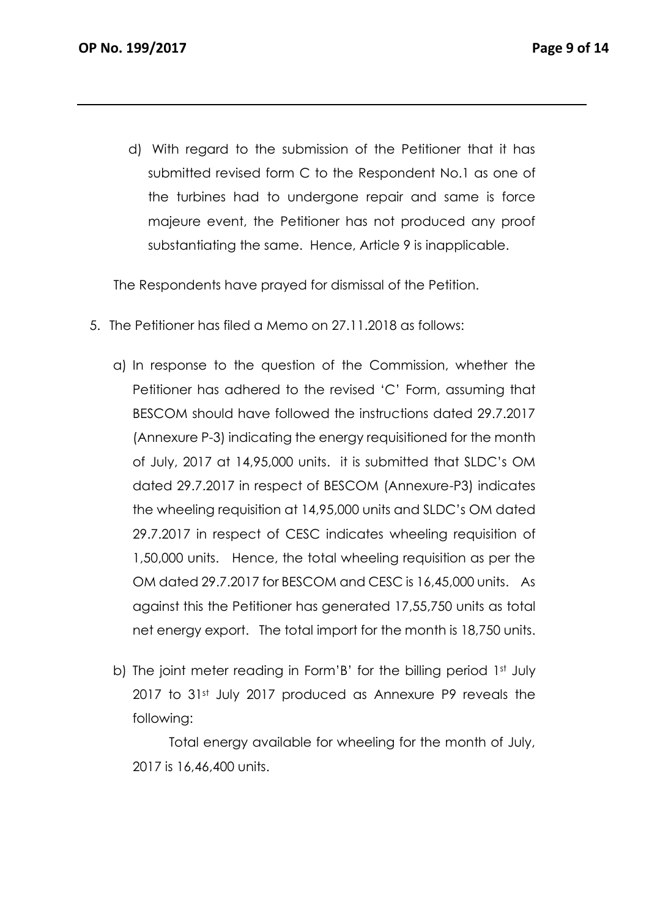d) With regard to the submission of the Petitioner that it has submitted revised form C to the Respondent No.1 as one of the turbines had to undergone repair and same is force majeure event, the Petitioner has not produced any proof substantiating the same. Hence, Article 9 is inapplicable.

The Respondents have prayed for dismissal of the Petition.

5. The Petitioner has filed a Memo on 27.11.2018 as follows:

   a) In response to the question of the Commission, whether the Petitioner has adhered to the revised 'C' Form, assuming that BESCOM should have followed the instructions dated 29.7.2017 (Annexure P-3) indicating the energy requisitioned for the month of July, 2017 at 14,95,000 units. it is submitted that SLDC's OM dated 29.7.2017 in respect of BESCOM (Annexure-P3) indicates the wheeling requisition at 14,95,000 units and SLDC's OM dated 29.7.2017 in respect of CESC indicates wheeling requisition of 1,50,000 units. Hence, the total wheeling requisition as per the OM dated 29.7.2017 for BESCOM and CESC is 16,45,000 units. As against this the Petitioner has generated 17,55,750 units as total net energy export. The total import for the month is 18,750 units.

   b) The joint meter reading in Form'B' for the billing period 1st July 2017 to 31st July 2017 produced as Annexure P9 reveals the following:

      Total energy available for wheeling for the month of July, 2017 is 16,46,400 units.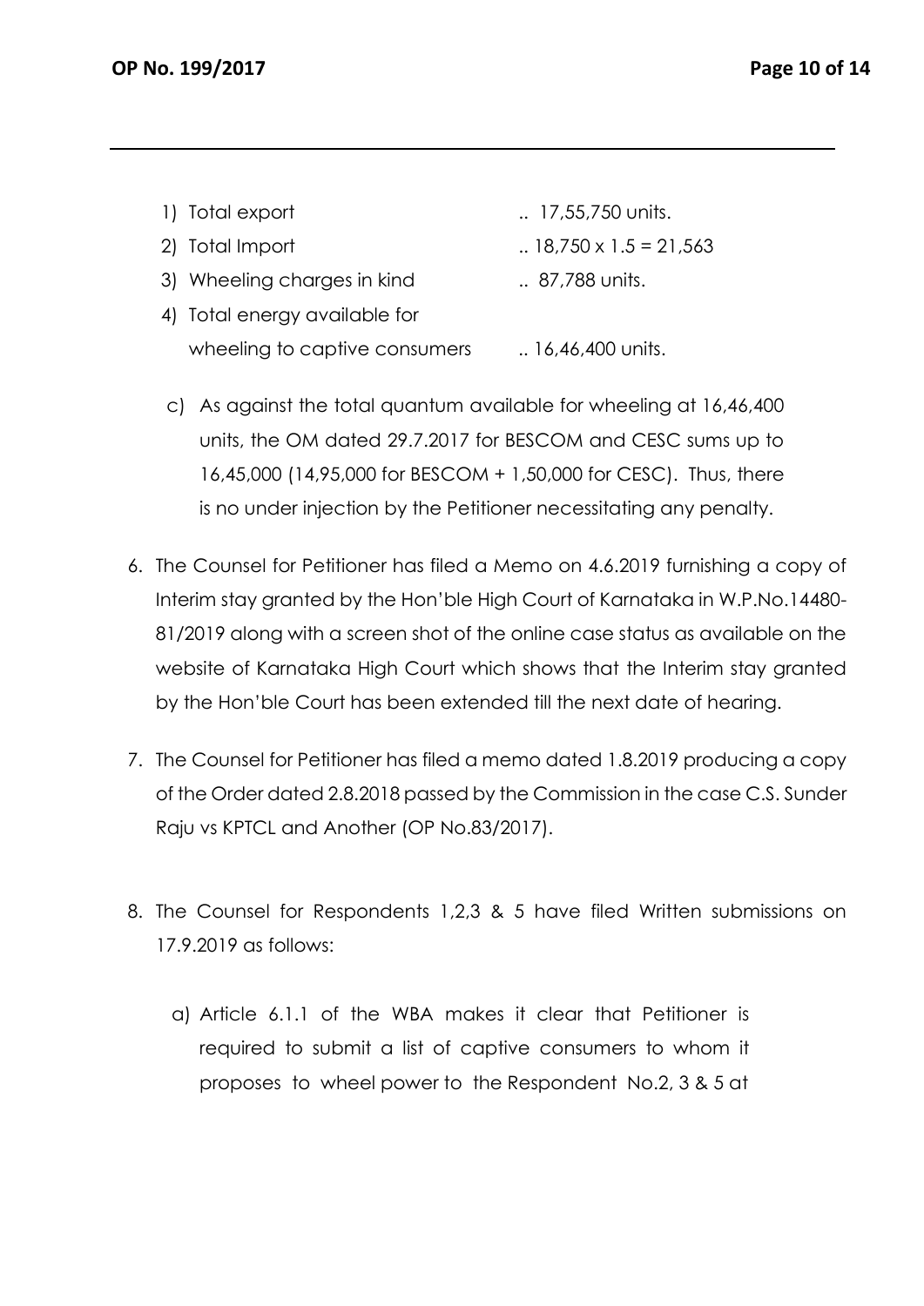1) Total export .. 17,55,750 units.
2) Total Import .. 18,750 x 1.5 = 21,563
3) Wheeling charges in kind .. 87,788 units.
4) Total energy available for wheeling to captive consumers .. 16,46,400 units.

c) As against the total quantum available for wheeling at 16,46,400 units, the OM dated 29.7.2017 for BESCOM and CESC sums up to 16,45,000 (14,95,000 for BESCOM + 1,50,000 for CESC). Thus, there is no under injection by the Petitioner necessitating any penalty.

6. The Counsel for Petitioner has filed a Memo on 4.6.2019 furnishing a copy of Interim stay granted by the Hon'ble High Court of Karnataka in W.P.No.14480-81/2019 along with a screen shot of the online case status as available on the website of Karnataka High Court which shows that the Interim stay granted by the Hon'ble Court has been extended till the next date of hearing.

7. The Counsel for Petitioner has filed a memo dated 1.8.2019 producing a copy of the Order dated 2.8.2018 passed by the Commission in the case C.S. Sunder Raju vs KPTCL and Another (OP No.83/2017).

8. The Counsel for Respondents 1,2,3 & 5 have filed Written submissions on 17.9.2019 as follows:

   a) Article 6.1.1 of the WBA makes it clear that Petitioner is required to submit a list of captive consumers to whom it proposes to wheel power to the Respondent No.2, 3 & 5 at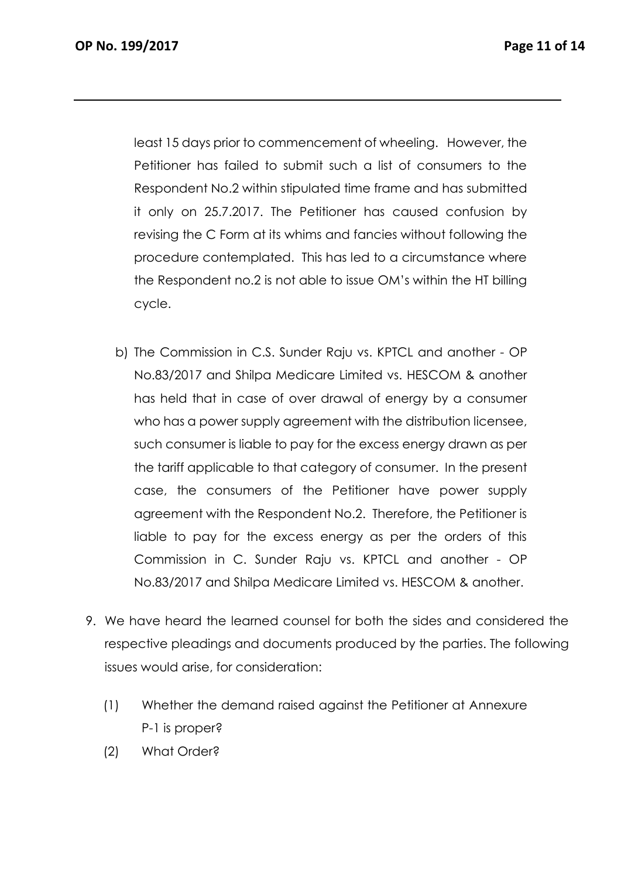least 15 days prior to commencement of wheeling. However, the Petitioner has failed to submit such a list of consumers to the Respondent No.2 within stipulated time frame and has submitted it only on 25.7.2017. The Petitioner has caused confusion by revising the C Form at its whims and fancies without following the procedure contemplated. This has led to a circumstance where the Respondent no.2 is not able to issue OM's within the HT billing cycle.

b) The Commission in C.S. Sunder Raju vs. KPTCL and another - OP No.83/2017 and Shilpa Medicare Limited vs. HESCOM & another has held that in case of over drawal of energy by a consumer who has a power supply agreement with the distribution licensee, such consumer is liable to pay for the excess energy drawn as per the tariff applicable to that category of consumer. In the present case, the consumers of the Petitioner have power supply agreement with the Respondent No.2. Therefore, the Petitioner is liable to pay for the excess energy as per the orders of this Commission in C. Sunder Raju vs. KPTCL and another - OP No.83/2017 and Shilpa Medicare Limited vs. HESCOM & another.

9. We have heard the learned counsel for both the sides and considered the respective pleadings and documents produced by the parties. The following issues would arise, for consideration:

   (1) Whether the demand raised against the Petitioner at Annexure P-1 is proper?

   (2) What Order?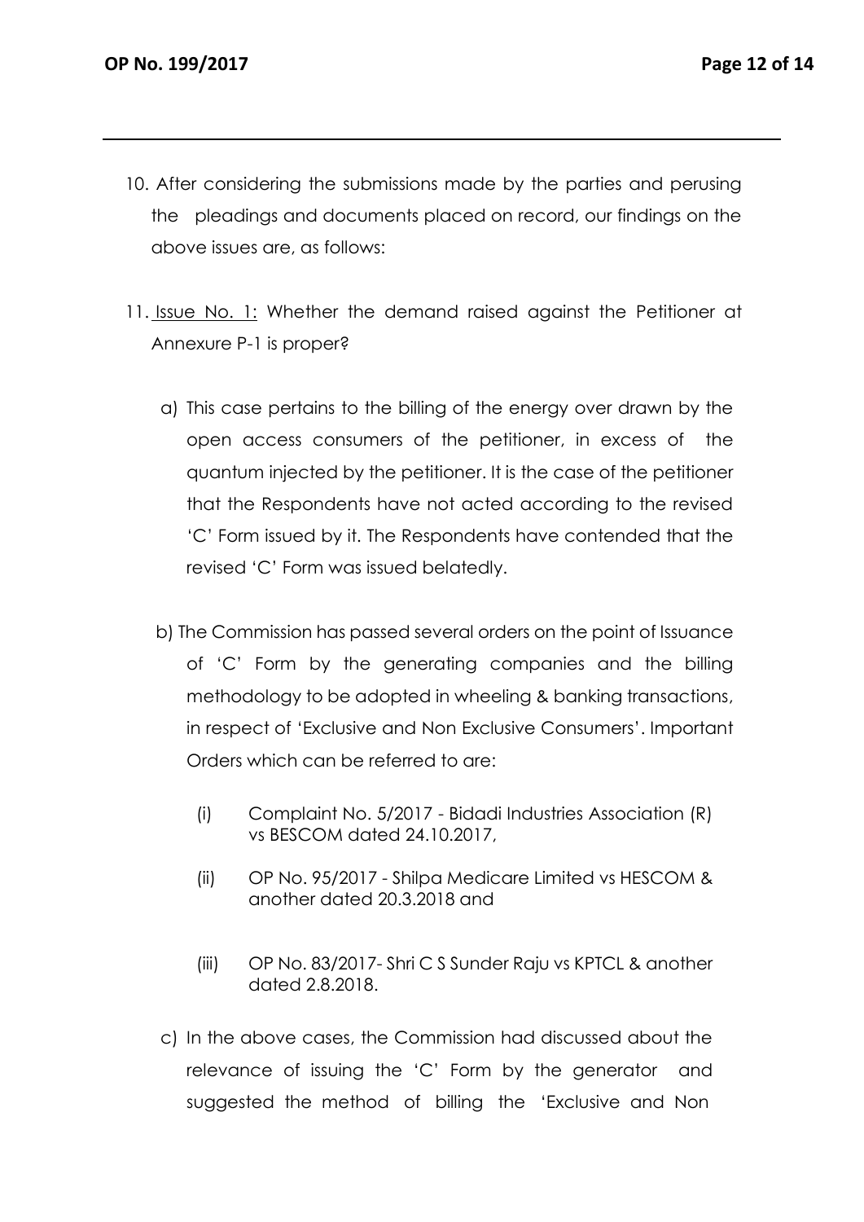10. After considering the submissions made by the parties and perusing the pleadings and documents placed on record, our findings on the above issues are, as follows:

11. Issue No. 1: Whether the demand raised against the Petitioner at Annexure P-1 is proper?

    a) This case pertains to the billing of the energy over drawn by the open access consumers of the petitioner, in excess of the quantum injected by the petitioner. It is the case of the petitioner that the Respondents have not acted according to the revised 'C' Form issued by it. The Respondents have contended that the revised 'C' Form was issued belatedly.

    b) The Commission has passed several orders on the point of Issuance of 'C' Form by the generating companies and the billing methodology to be adopted in wheeling & banking transactions, in respect of 'Exclusive and Non Exclusive Consumers'. Important Orders which can be referred to are:

       (i) Complaint No. 5/2017 - Bidadi Industries Association (R) vs BESCOM dated 24.10.2017,

       (ii) OP No. 95/2017 - Shilpa Medicare Limited vs HESCOM & another dated 20.3.2018 and

       (iii) OP No. 83/2017- Shri C S Sunder Raju vs KPTCL & another dated 2.8.2018.

    c) In the above cases, the Commission had discussed about the relevance of issuing the 'C' Form by the generator and suggested the method of billing the 'Exclusive and Non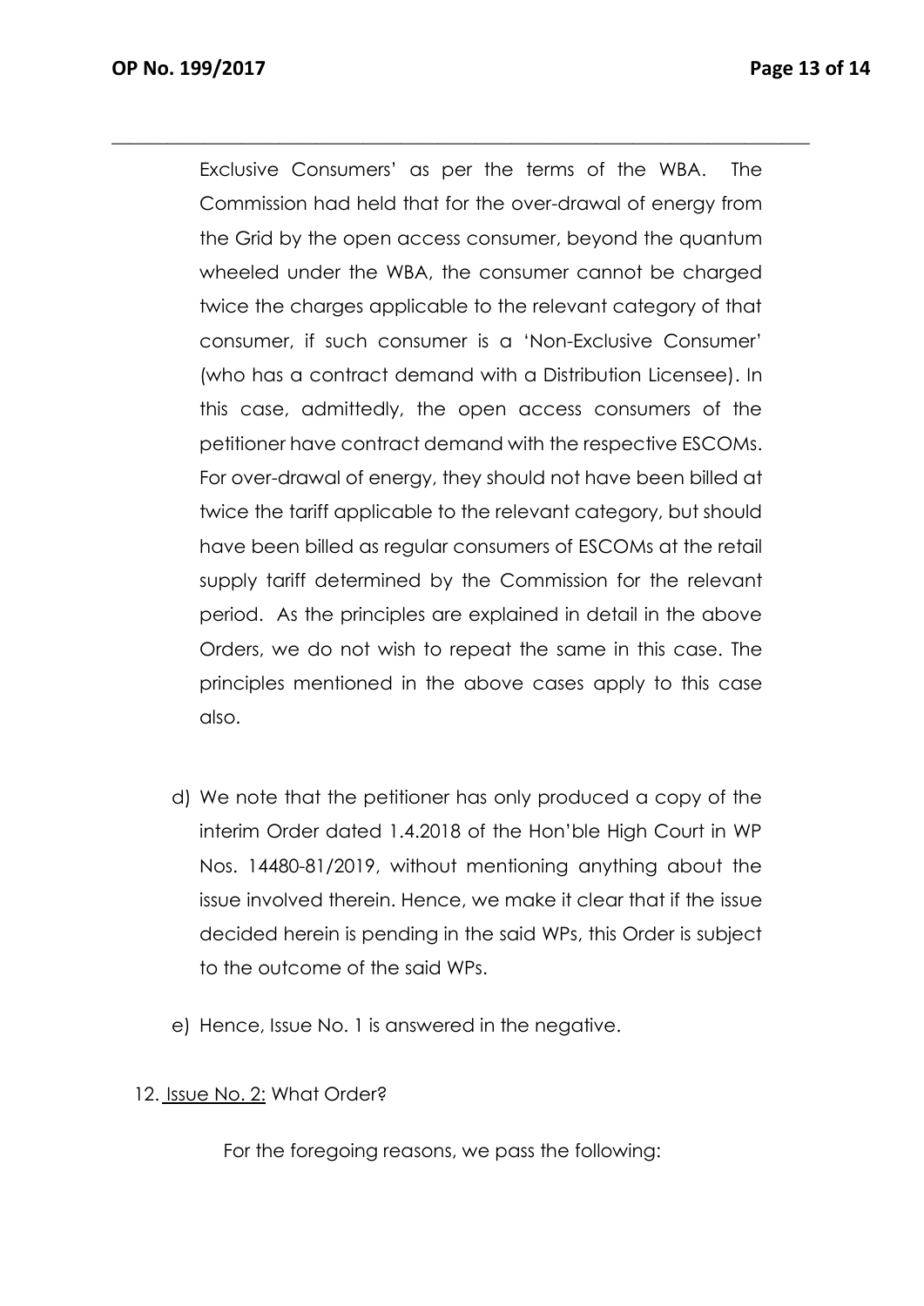Exclusive Consumers' as per the terms of the WBA. The Commission had held that for the over-drawal of energy from the Grid by the open access consumer, beyond the quantum wheeled under the WBA, the consumer cannot be charged twice the charges applicable to the relevant category of that consumer, if such consumer is a 'Non-Exclusive Consumer' (who has a contract demand with a Distribution Licensee). In this case, admittedly, the open access consumers of the petitioner have contract demand with the respective ESCOMs. For over-drawal of energy, they should not have been billed at twice the tariff applicable to the relevant category, but should have been billed as regular consumers of ESCOMs at the retail supply tariff determined by the Commission for the relevant period. As the principles are explained in detail in the above Orders, we do not wish to repeat the same in this case. The principles mentioned in the above cases apply to this case also.

d) We note that the petitioner has only produced a copy of the interim Order dated 1.4.2018 of the Hon'ble High Court in WP Nos. 14480-81/2019, without mentioning anything about the issue involved therein. Hence, we make it clear that if the issue decided herein is pending in the said WPs, this Order is subject to the outcome of the said WPs.

e) Hence, Issue No. 1 is answered in the negative.

12. Issue No. 2: What Order?

For the foregoing reasons, we pass the following: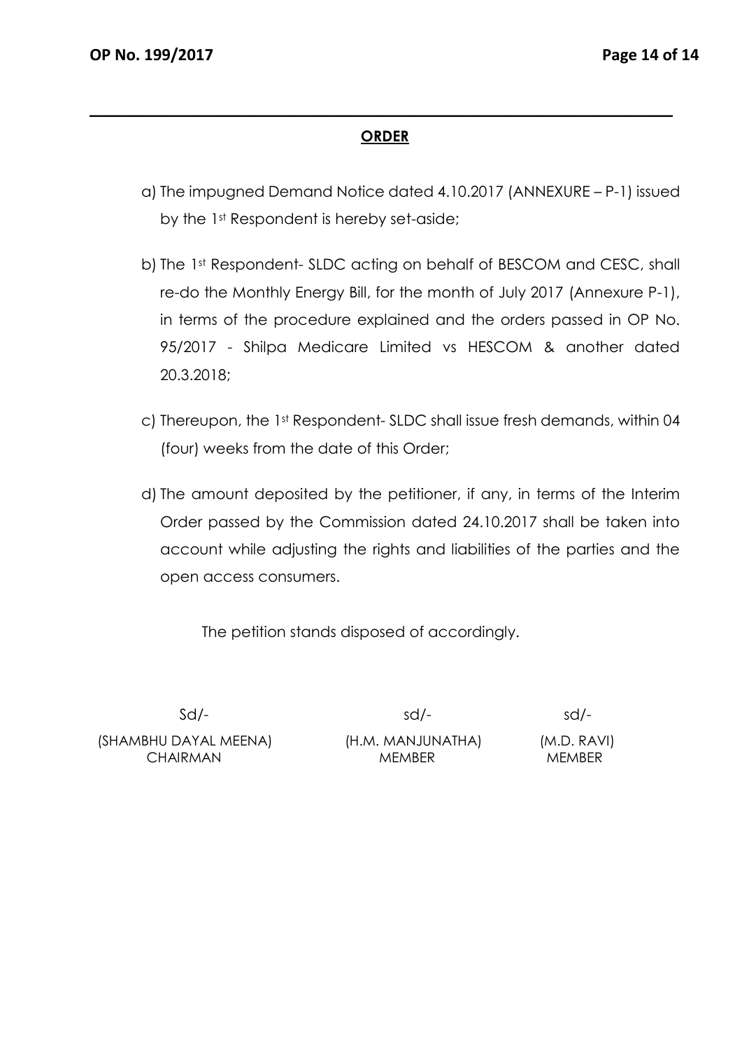## ORDER

a) The impugned Demand Notice dated 4.10.2017 (ANNEXURE – P-1) issued by the 1st Respondent is hereby set-aside;

b) The 1st Respondent- SLDC acting on behalf of BESCOM and CESC, shall re-do the Monthly Energy Bill, for the month of July 2017 (Annexure P-1), in terms of the procedure explained and the orders passed in OP No. 95/2017 - Shilpa Medicare Limited vs HESCOM & another dated 20.3.2018;

c) Thereupon, the 1st Respondent- SLDC shall issue fresh demands, within 04 (four) weeks from the date of this Order;

d) The amount deposited by the petitioner, if any, in terms of the Interim Order passed by the Commission dated 24.10.2017 shall be taken into account while adjusting the rights and liabilities of the parties and the open access consumers.

The petition stands disposed of accordingly.

| | | |
|---|---|---|
| Sd/- | sd/- | sd/- |
| (SHAMBHU DAYAL MEENA) CHAIRMAN | (H.M. MANJUNATHA) MEMBER | (M.D. RAVI) MEMBER |